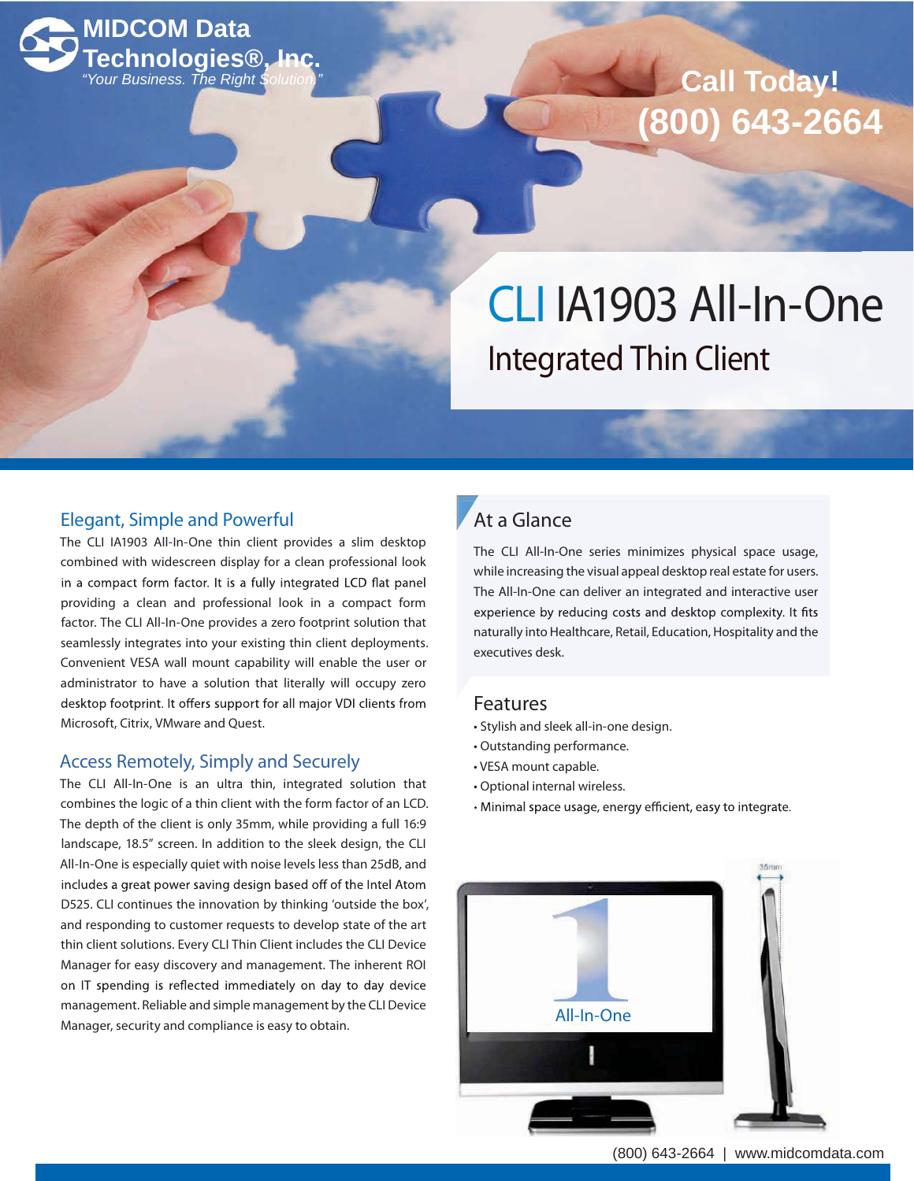**MIDCOM Data Technologies®, Inc.**
*"Your Business. The Right Solution."*

**Call Today!**
**(800) 643-2664**

# CLI IA1903 All-In-One

## Integrated Thin Client

### Elegant, Simple and Powerful

The CLI IA1903 All-In-One thin client provides a slim desktop combined with widescreen display for a clean professional look in a compact form factor. It is a fully integrated LCD flat panel providing a clean and professional look in a compact form factor. The CLI All-In-One provides a zero footprint solution that seamlessly integrates into your existing thin client deployments. Convenient VESA wall mount capability will enable the user or administrator to have a solution that literally will occupy zero desktop footprint. It offers support for all major VDI clients from Microsoft, Citrix, VMware and Quest.

### Access Remotely, Simply and Securely

The CLI All-In-One is an ultra thin, integrated solution that combines the logic of a thin client with the form factor of an LCD. The depth of the client is only 35mm, while providing a full 16:9 landscape, 18.5" screen. In addition to the sleek design, the CLI All-In-One is especially quiet with noise levels less than 25dB, and includes a great power saving design based off of the Intel Atom D525. CLI continues the innovation by thinking 'outside the box', and responding to customer requests to develop state of the art thin client solutions. Every CLI Thin Client includes the CLI Device Manager for easy discovery and management. The inherent ROI on IT spending is reflected immediately on day to day device management. Reliable and simple management by the CLI Device Manager, security and compliance is easy to obtain.

### At a Glance

The CLI All-In-One series minimizes physical space usage, while increasing the visual appeal desktop real estate for users. The All-In-One can deliver an integrated and interactive user experience by reducing costs and desktop complexity. It fits naturally into Healthcare, Retail, Education, Hospitality and the executives desk.

### Features

- Stylish and sleek all-in-one design.
- Outstanding performance.
- VESA mount capable.
- Optional internal wireless.
- Minimal space usage, energy efficient, easy to integrate.

(800) 643-2664 | www.midcomdata.com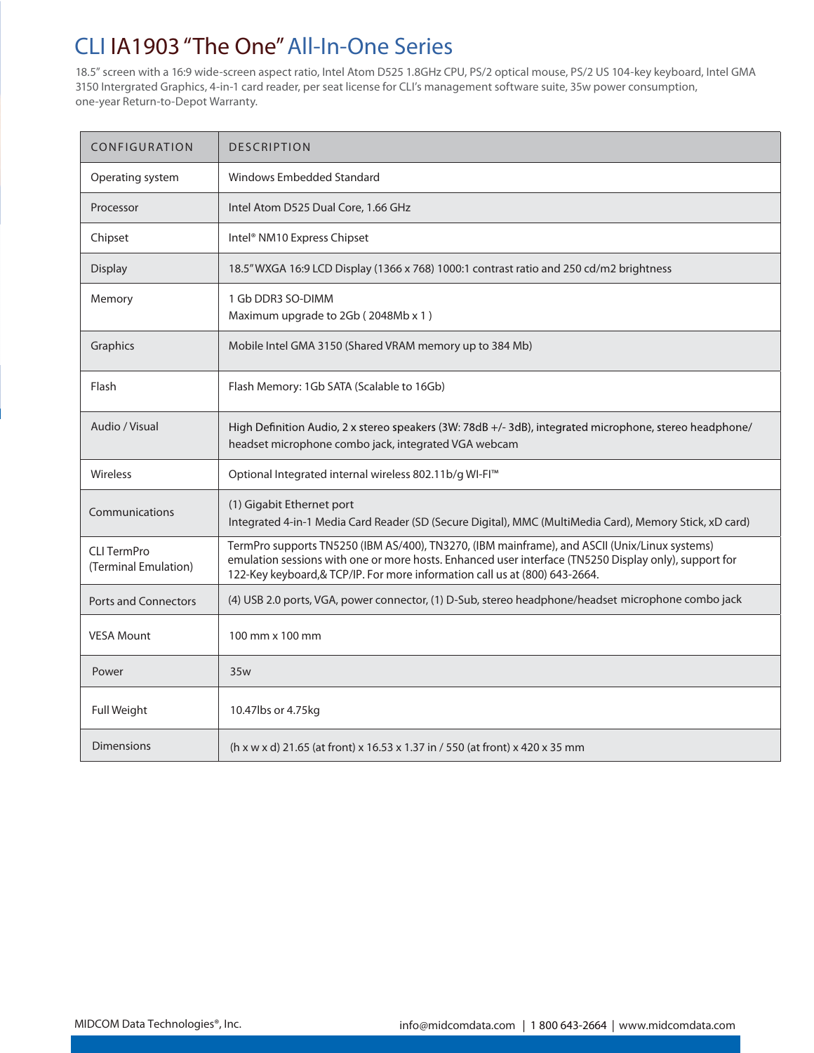# CLI IA1903 “The One” All-In-One Series

18.5” screen with a 16:9 wide-screen aspect ratio, Intel Atom D525 1.8GHz CPU, PS/2 optical mouse, PS/2 US 104-key keyboard, Intel GMA 3150 Intergrated Graphics, 4-in-1 card reader, per seat license for CLI’s management software suite, 35w power consumption, one-year Return-to-Depot Warranty.

| CONFIGURATION | DESCRIPTION |
|---|---|
| Operating system | Windows Embedded Standard |
| Processor | Intel Atom D525 Dual Core, 1.66 GHz |
| Chipset | Intel® NM10 Express Chipset |
| Display | 18.5” WXGA 16:9 LCD Display (1366 x 768) 1000:1 contrast ratio and 250 cd/m2 brightness |
| Memory | 1 Gb DDR3 SO-DIMM<br>Maximum upgrade to 2Gb ( 2048Mb x 1 ) |
| Graphics | Mobile Intel GMA 3150 (Shared VRAM memory up to 384 Mb) |
| Flash | Flash Memory: 1Gb SATA (Scalable to 16Gb) |
| Audio / Visual | High Definition Audio, 2 x stereo speakers (3W: 78dB +/- 3dB), integrated microphone, stereo headphone/headset microphone combo jack, integrated VGA webcam |
| Wireless | Optional Integrated internal wireless 802.11b/g WI-FI™ |
| Communications | (1) Gigabit Ethernet port<br>Integrated 4-in-1 Media Card Reader (SD (Secure Digital), MMC (MultiMedia Card), Memory Stick, xD card) |
| CLI TermPro (Terminal Emulation) | TermPro supports TN5250 (IBM AS/400), TN3270, (IBM mainframe), and ASCII (Unix/Linux systems) emulation sessions with one or more hosts. Enhanced user interface (TN5250 Display only), support for 122-Key keyboard,& TCP/IP. For more information call us at (800) 643-2664. |
| Ports and Connectors | (4) USB 2.0 ports, VGA, power connector, (1) D-Sub, stereo headphone/headset microphone combo jack |
| VESA Mount | 100 mm x 100 mm |
| Power | 35w |
| Full Weight | 10.47lbs or 4.75kg |
| Dimensions | (h x w x d) 21.65 (at front) x 16.53 x 1.37 in / 550 (at front) x 420 x 35 mm |

MIDCOM Data Technologies®, Inc.    info@midcomdata.com | 1 800 643-2664 | www.midcomdata.com